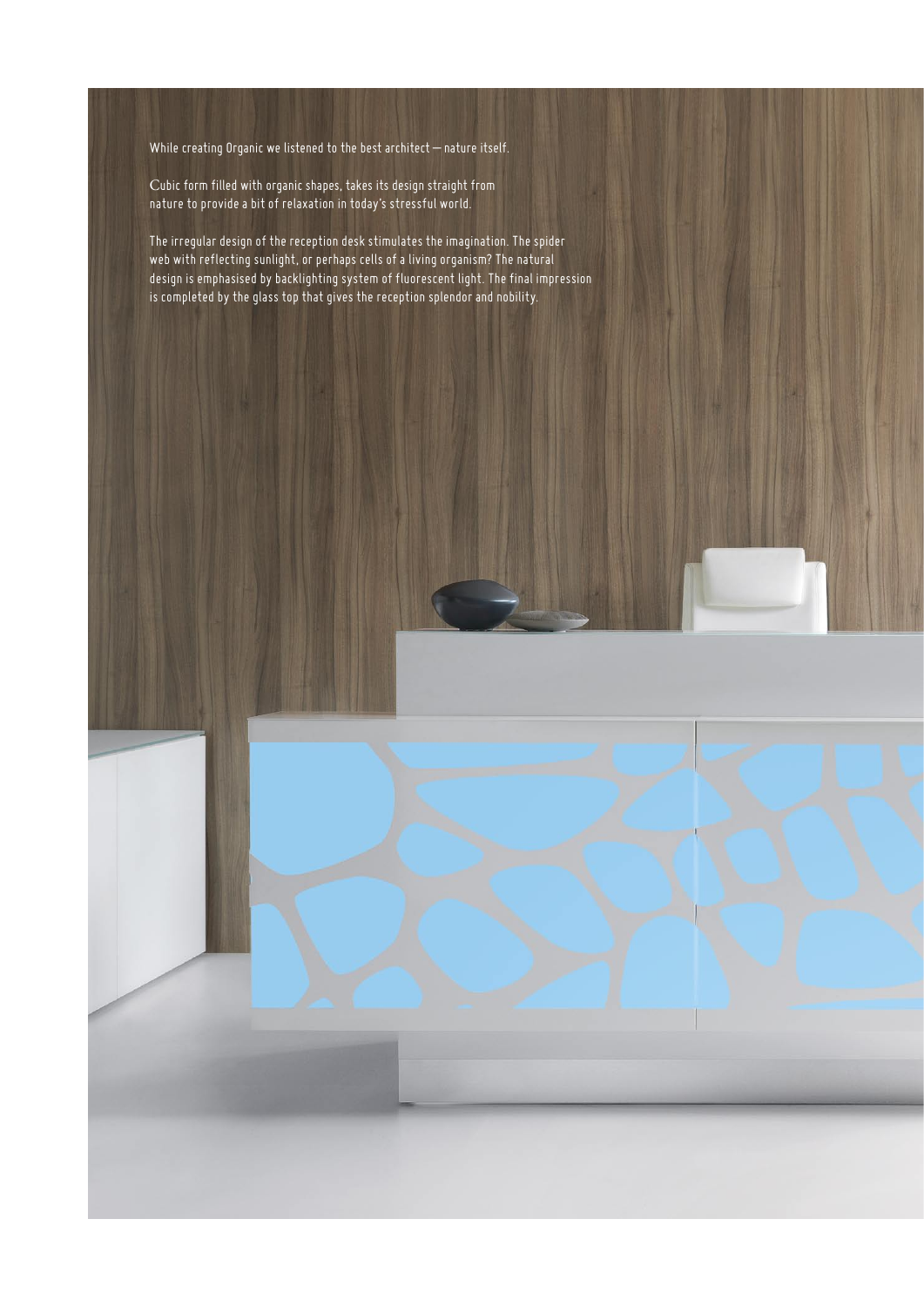While creating Organic we listened to the best architect — nature itself.

Cubic form filled with organic shapes, takes its design straight from nature to provide a bit of relaxation in today's stressful world.

The irregular design of the reception desk stimulates the imagination. The spider web with reflecting sunlight, or perhaps cells of a living organism? The natural design is emphasised by backlighting system of fluorescent light. The final impression is completed by the glass top that gives the reception splendor and nobility.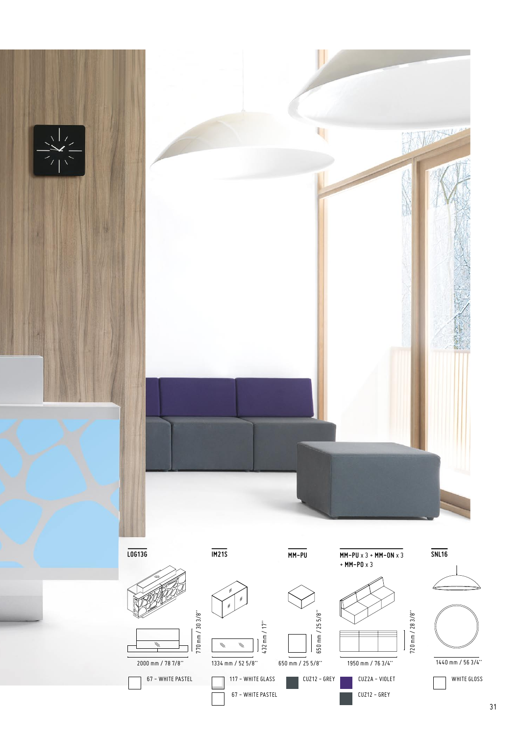**LOG13G**

770 mm / 30 3/8''

2000 mm / 78 7/8''

67 – WHITE PASTEL

**IM21S**

432 mm / 17''

1334 mm / 52 5/8''

117 – WHITE GLASS

67 – WHITE PASTEL

**MM-PU**

650 mm / 25 5/8''

650 mm / 25 5/8''

CUZ12 – GREY

**MM-PU** x 3 + **MM-ON** x 3 + **MM-PO** x 3

720 mm / 28 3/8''

1950 mm / 76 3/4''

CUZ2A – VIOLET

CUZ12 – GREY

**SNL16**

1440 mm / 56 3/4''

WHITE GLOSS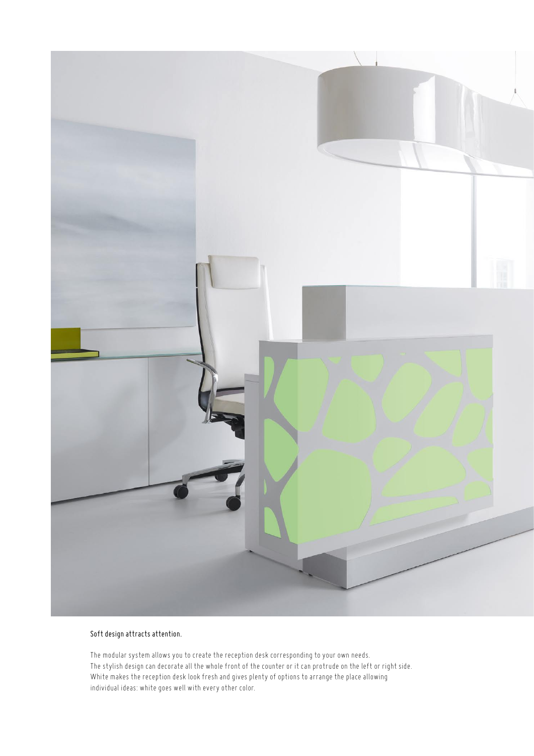Soft design attracts attention.

The modular system allows you to create the reception desk corresponding to your own needs.
The stylish design can decorate all the whole front of the counter or it can protrude on the left or right side.
White makes the reception desk look fresh and gives plenty of options to arrange the place allowing
individual ideas: white goes well with every other color.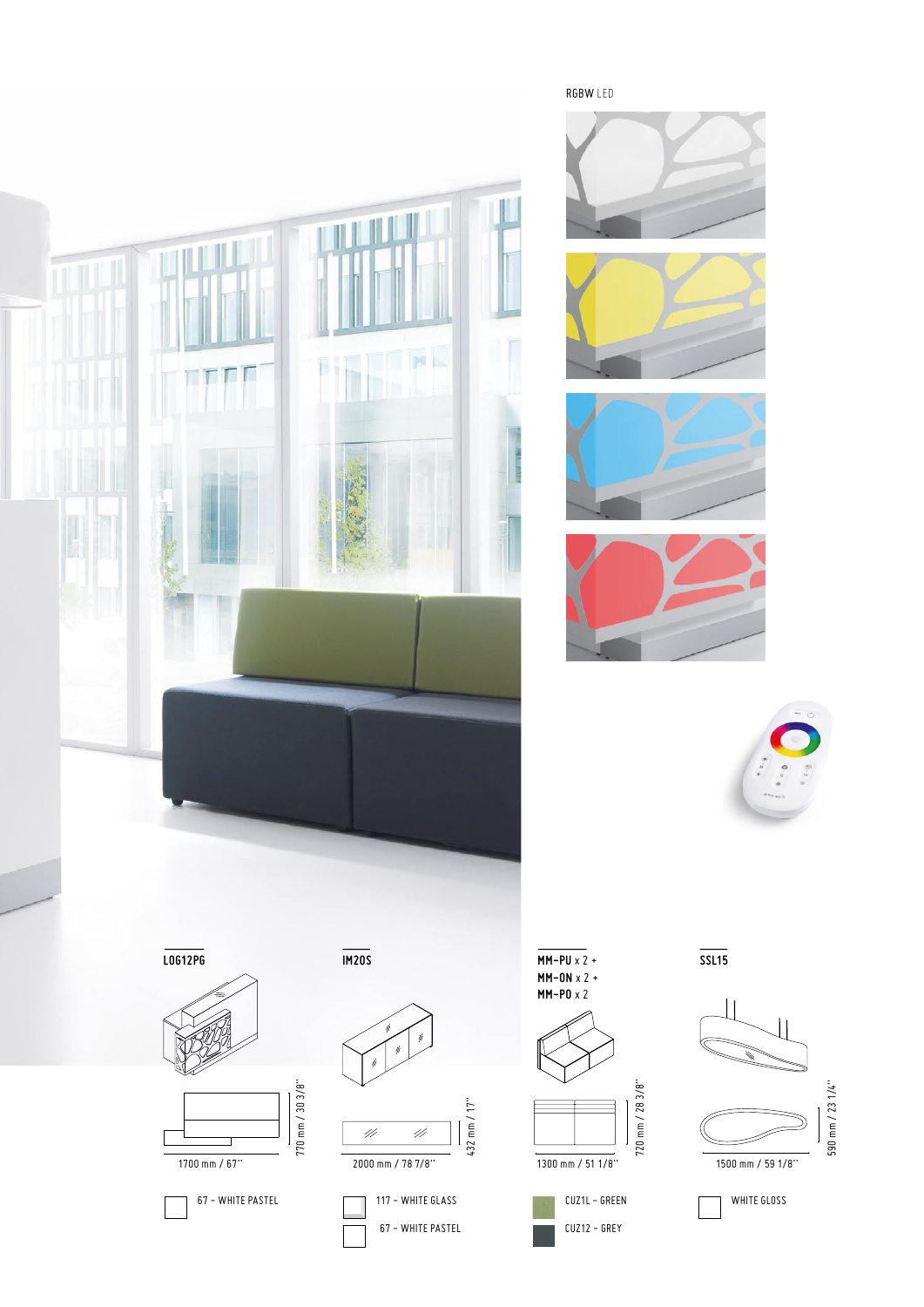RGBW LED

**LOG12PG**

770 mm / 30 3/8''

1700 mm / 67''

67 – WHITE PASTEL

**IM20S**

432 mm / 17''

2000 mm / 78 7/8''

117 – WHITE GLASS

67 – WHITE PASTEL

**MM-PU** x 2 +
**MM-ON** x 2 +
**MM-PO** x 2

720 mm / 28 3/8''

1300 mm / 51 1/8''

CUZ1L – GREEN

CUZ12 – GREY

**SSL15**

590 mm / 23 1/4''

1500 mm / 59 1/8''

WHITE GLOSS